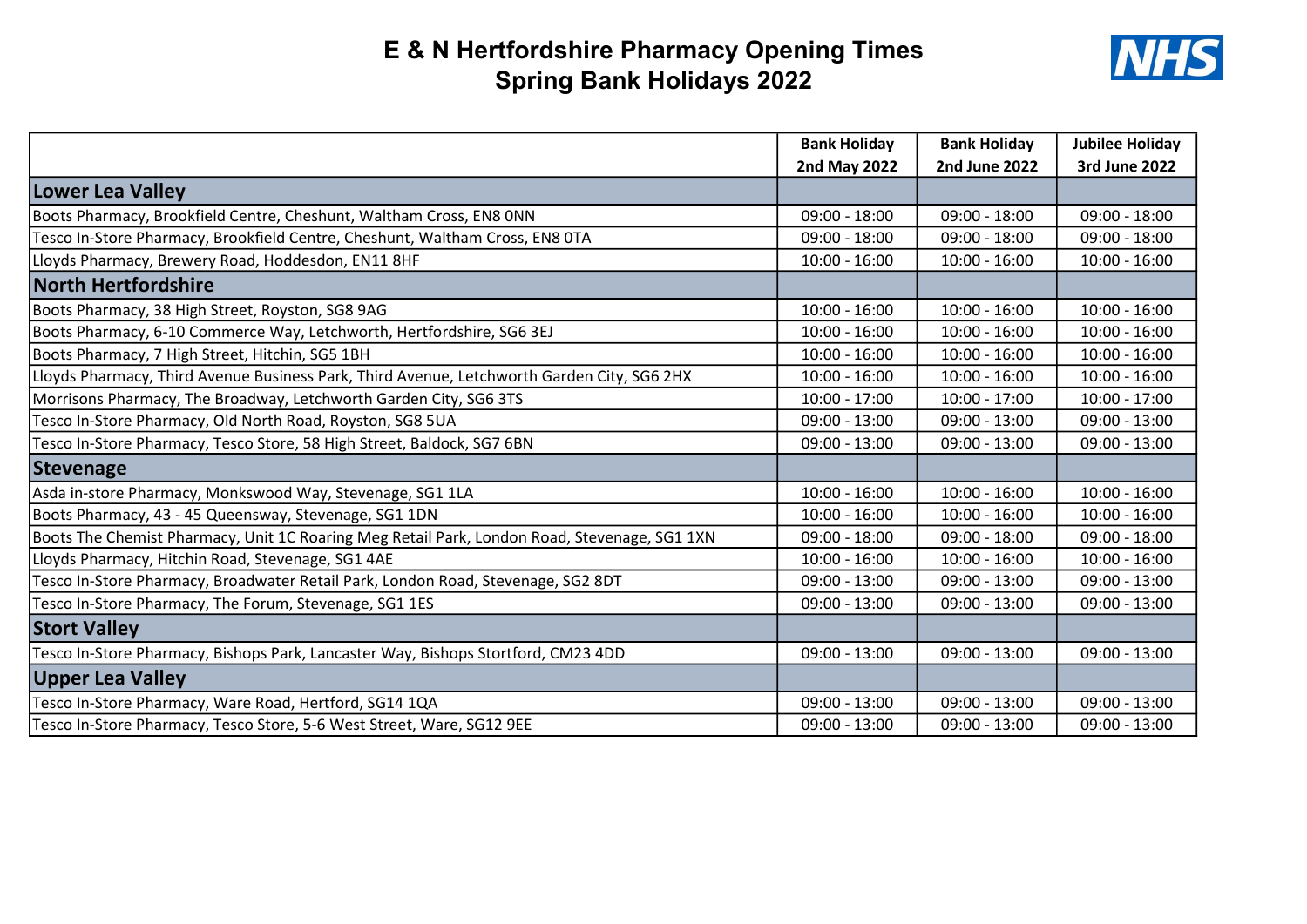# E & N Hertfordshire Pharmacy Opening Times
# Spring Bank Holidays 2022

NHS

| | Bank Holiday 2nd May 2022 | Bank Holiday 2nd June 2022 | Jubilee Holiday 3rd June 2022 |
|---|---|---|---|
| **Lower Lea Valley** | | | |
| Boots Pharmacy, Brookfield Centre, Cheshunt, Waltham Cross, EN8 0NN | 09:00 - 18:00 | 09:00 - 18:00 | 09:00 - 18:00 |
| Tesco In-Store Pharmacy, Brookfield Centre, Cheshunt, Waltham Cross, EN8 0TA | 09:00 - 18:00 | 09:00 - 18:00 | 09:00 - 18:00 |
| Lloyds Pharmacy, Brewery Road, Hoddesdon, EN11 8HF | 10:00 - 16:00 | 10:00 - 16:00 | 10:00 - 16:00 |
| **North Hertfordshire** | | | |
| Boots Pharmacy, 38 High Street, Royston, SG8 9AG | 10:00 - 16:00 | 10:00 - 16:00 | 10:00 - 16:00 |
| Boots Pharmacy, 6-10 Commerce Way, Letchworth, Hertfordshire, SG6 3EJ | 10:00 - 16:00 | 10:00 - 16:00 | 10:00 - 16:00 |
| Boots Pharmacy, 7 High Street, Hitchin, SG5 1BH | 10:00 - 16:00 | 10:00 - 16:00 | 10:00 - 16:00 |
| Lloyds Pharmacy, Third Avenue Business Park, Third Avenue, Letchworth Garden City, SG6 2HX | 10:00 - 16:00 | 10:00 - 16:00 | 10:00 - 16:00 |
| Morrisons Pharmacy, The Broadway, Letchworth Garden City, SG6 3TS | 10:00 - 17:00 | 10:00 - 17:00 | 10:00 - 17:00 |
| Tesco In-Store Pharmacy, Old North Road, Royston, SG8 5UA | 09:00 - 13:00 | 09:00 - 13:00 | 09:00 - 13:00 |
| Tesco In-Store Pharmacy, Tesco Store, 58 High Street, Baldock, SG7 6BN | 09:00 - 13:00 | 09:00 - 13:00 | 09:00 - 13:00 |
| **Stevenage** | | | |
| Asda in-store Pharmacy, Monkswood Way, Stevenage, SG1 1LA | 10:00 - 16:00 | 10:00 - 16:00 | 10:00 - 16:00 |
| Boots Pharmacy, 43 - 45 Queensway, Stevenage, SG1 1DN | 10:00 - 16:00 | 10:00 - 16:00 | 10:00 - 16:00 |
| Boots The Chemist Pharmacy, Unit 1C Roaring Meg Retail Park, London Road, Stevenage, SG1 1XN | 09:00 - 18:00 | 09:00 - 18:00 | 09:00 - 18:00 |
| Lloyds Pharmacy, Hitchin Road, Stevenage, SG1 4AE | 10:00 - 16:00 | 10:00 - 16:00 | 10:00 - 16:00 |
| Tesco In-Store Pharmacy, Broadwater Retail Park, London Road, Stevenage, SG2 8DT | 09:00 - 13:00 | 09:00 - 13:00 | 09:00 - 13:00 |
| Tesco In-Store Pharmacy, The Forum, Stevenage, SG1 1ES | 09:00 - 13:00 | 09:00 - 13:00 | 09:00 - 13:00 |
| **Stort Valley** | | | |
| Tesco In-Store Pharmacy, Bishops Park, Lancaster Way, Bishops Stortford, CM23 4DD | 09:00 - 13:00 | 09:00 - 13:00 | 09:00 - 13:00 |
| **Upper Lea Valley** | | | |
| Tesco In-Store Pharmacy, Ware Road, Hertford, SG14 1QA | 09:00 - 13:00 | 09:00 - 13:00 | 09:00 - 13:00 |
| Tesco In-Store Pharmacy, Tesco Store, 5-6 West Street, Ware, SG12 9EE | 09:00 - 13:00 | 09:00 - 13:00 | 09:00 - 13:00 |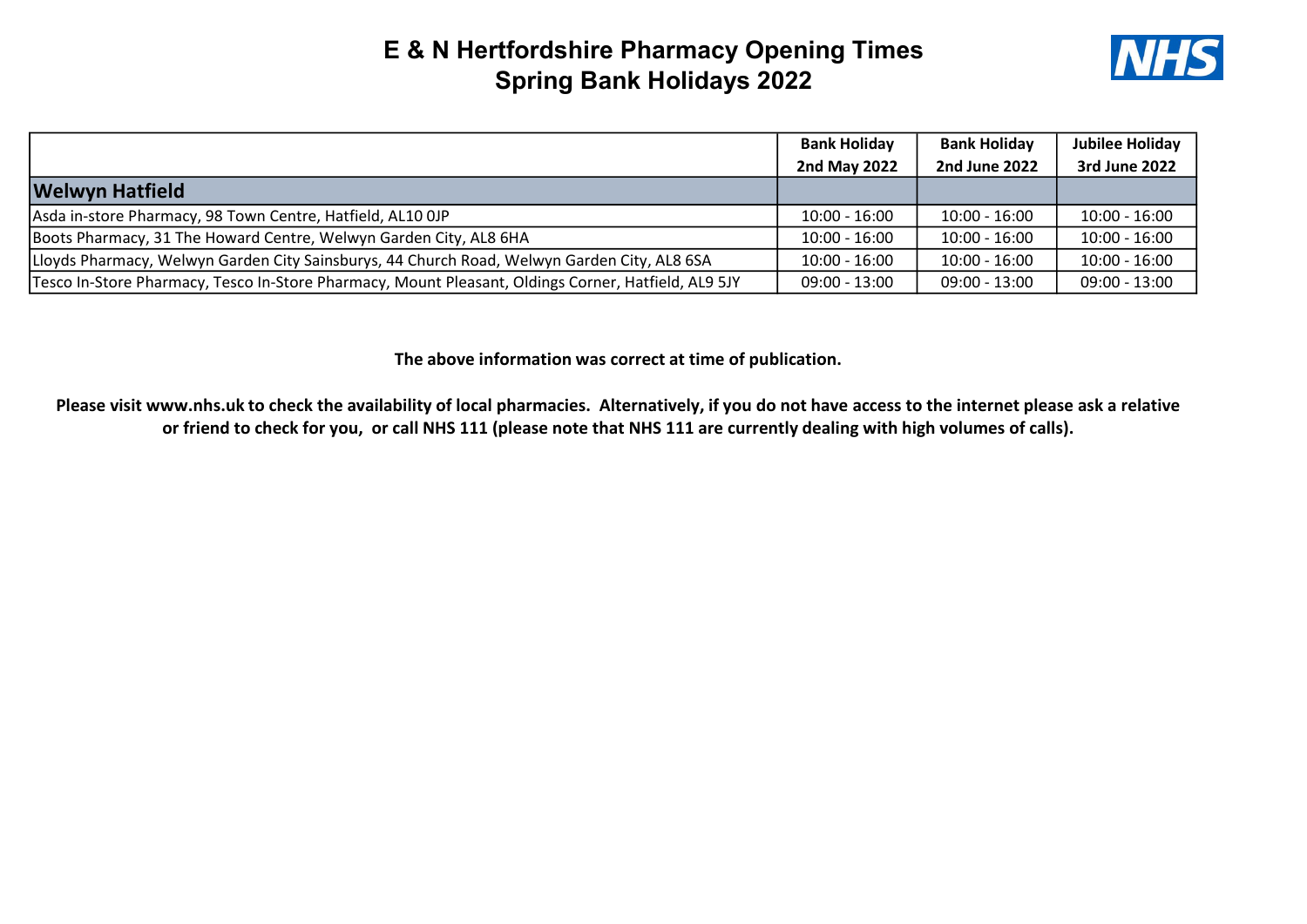# E & N Hertfordshire Pharmacy Opening Times
# Spring Bank Holidays 2022

| | Bank Holiday 2nd May 2022 | Bank Holiday 2nd June 2022 | Jubilee Holiday 3rd June 2022 |
|---|---|---|---|
| **Welwyn Hatfield** | | | |
| Asda in-store Pharmacy, 98 Town Centre, Hatfield, AL10 0JP | 10:00 - 16:00 | 10:00 - 16:00 | 10:00 - 16:00 |
| Boots Pharmacy, 31 The Howard Centre, Welwyn Garden City, AL8 6HA | 10:00 - 16:00 | 10:00 - 16:00 | 10:00 - 16:00 |
| Lloyds Pharmacy, Welwyn Garden City Sainsburys, 44 Church Road, Welwyn Garden City, AL8 6SA | 10:00 - 16:00 | 10:00 - 16:00 | 10:00 - 16:00 |
| Tesco In-Store Pharmacy, Tesco In-Store Pharmacy, Mount Pleasant, Oldings Corner, Hatfield, AL9 5JY | 09:00 - 13:00 | 09:00 - 13:00 | 09:00 - 13:00 |

**The above information was correct at time of publication.**

**Please visit www.nhs.uk to check the availability of local pharmacies. Alternatively, if you do not have access to the internet please ask a relative or friend to check for you, or call NHS 111 (please note that NHS 111 are currently dealing with high volumes of calls).**